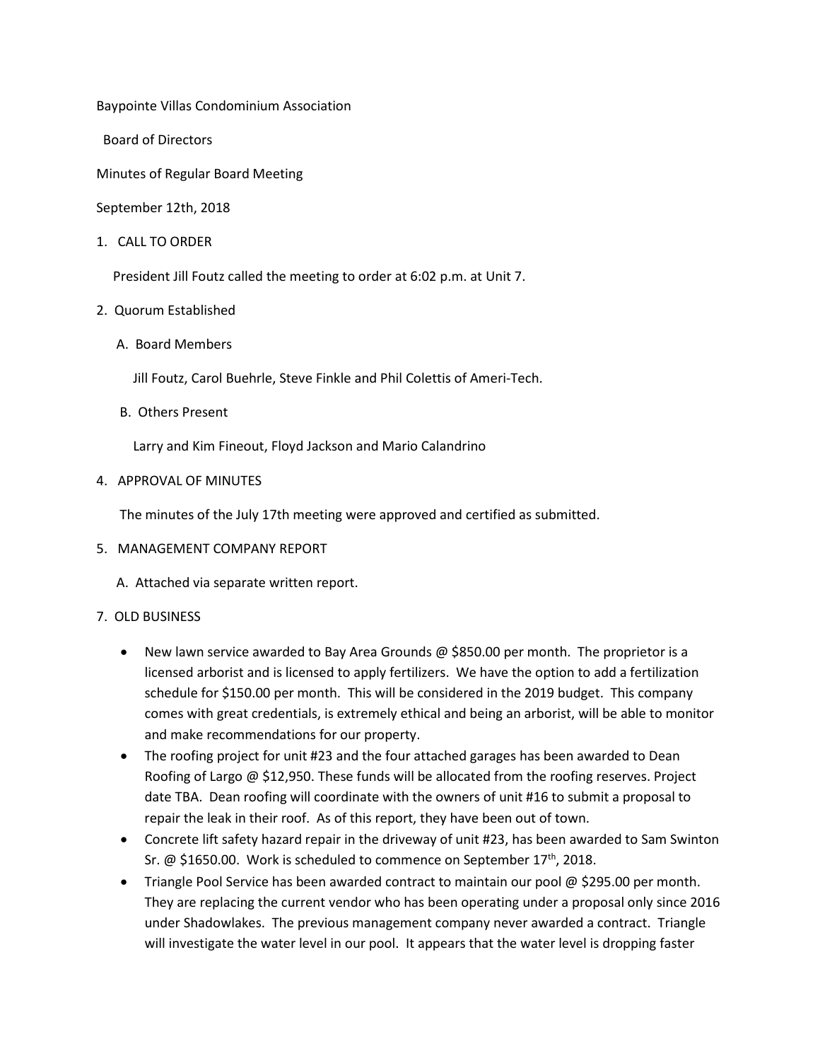Baypointe Villas Condominium Association

Board of Directors

Minutes of Regular Board Meeting

September 12th, 2018

1. CALL TO ORDER

   President Jill Foutz called the meeting to order at 6:02 p.m. at Unit 7.

2. Quorum Established

   A. Board Members

      Jill Foutz, Carol Buehrle, Steve Finkle and Phil Colettis of Ameri-Tech.

   B. Others Present

      Larry and Kim Fineout, Floyd Jackson and Mario Calandrino

4. APPROVAL OF MINUTES

   The minutes of the July 17th meeting were approved and certified as submitted.

5. MANAGEMENT COMPANY REPORT

   A. Attached via separate written report.

7. OLD BUSINESS

- New lawn service awarded to Bay Area Grounds @ $850.00 per month. The proprietor is a licensed arborist and is licensed to apply fertilizers. We have the option to add a fertilization schedule for $150.00 per month. This will be considered in the 2019 budget. This company comes with great credentials, is extremely ethical and being an arborist, will be able to monitor and make recommendations for our property.
- The roofing project for unit #23 and the four attached garages has been awarded to Dean Roofing of Largo @ $12,950. These funds will be allocated from the roofing reserves. Project date TBA. Dean roofing will coordinate with the owners of unit #16 to submit a proposal to repair the leak in their roof. As of this report, they have been out of town.
- Concrete lift safety hazard repair in the driveway of unit #23, has been awarded to Sam Swinton Sr. @ $1650.00. Work is scheduled to commence on September 17th, 2018.
- Triangle Pool Service has been awarded contract to maintain our pool @ $295.00 per month. They are replacing the current vendor who has been operating under a proposal only since 2016 under Shadowlakes. The previous management company never awarded a contract. Triangle will investigate the water level in our pool. It appears that the water level is dropping faster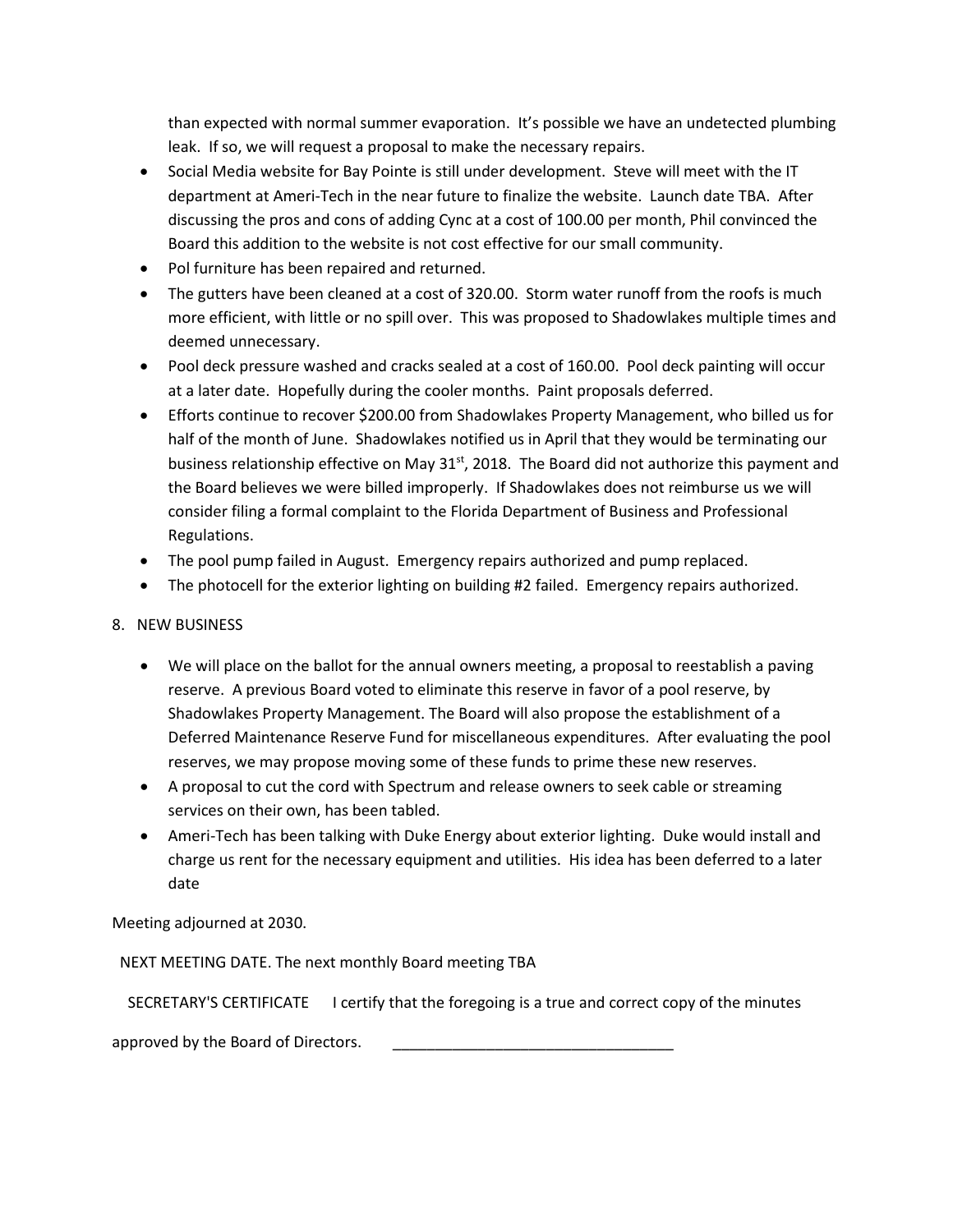than expected with normal summer evaporation. It's possible we have an undetected plumbing leak. If so, we will request a proposal to make the necessary repairs.

- Social Media website for Bay Pointe is still under development. Steve will meet with the IT department at Ameri-Tech in the near future to finalize the website. Launch date TBA. After discussing the pros and cons of adding Cync at a cost of 100.00 per month, Phil convinced the Board this addition to the website is not cost effective for our small community.
- Pol furniture has been repaired and returned.
- The gutters have been cleaned at a cost of 320.00. Storm water runoff from the roofs is much more efficient, with little or no spill over. This was proposed to Shadowlakes multiple times and deemed unnecessary.
- Pool deck pressure washed and cracks sealed at a cost of 160.00. Pool deck painting will occur at a later date. Hopefully during the cooler months. Paint proposals deferred.
- Efforts continue to recover $200.00 from Shadowlakes Property Management, who billed us for half of the month of June. Shadowlakes notified us in April that they would be terminating our business relationship effective on May 31st, 2018. The Board did not authorize this payment and the Board believes we were billed improperly. If Shadowlakes does not reimburse us we will consider filing a formal complaint to the Florida Department of Business and Professional Regulations.
- The pool pump failed in August. Emergency repairs authorized and pump replaced.
- The photocell for the exterior lighting on building #2 failed. Emergency repairs authorized.

8. NEW BUSINESS

- We will place on the ballot for the annual owners meeting, a proposal to reestablish a paving reserve. A previous Board voted to eliminate this reserve in favor of a pool reserve, by Shadowlakes Property Management. The Board will also propose the establishment of a Deferred Maintenance Reserve Fund for miscellaneous expenditures. After evaluating the pool reserves, we may propose moving some of these funds to prime these new reserves.
- A proposal to cut the cord with Spectrum and release owners to seek cable or streaming services on their own, has been tabled.
- Ameri-Tech has been talking with Duke Energy about exterior lighting. Duke would install and charge us rent for the necessary equipment and utilities. His idea has been deferred to a later date

Meeting adjourned at 2030.

NEXT MEETING DATE. The next monthly Board meeting TBA

SECRETARY'S CERTIFICATE I certify that the foregoing is a true and correct copy of the minutes approved by the Board of Directors. __________________________________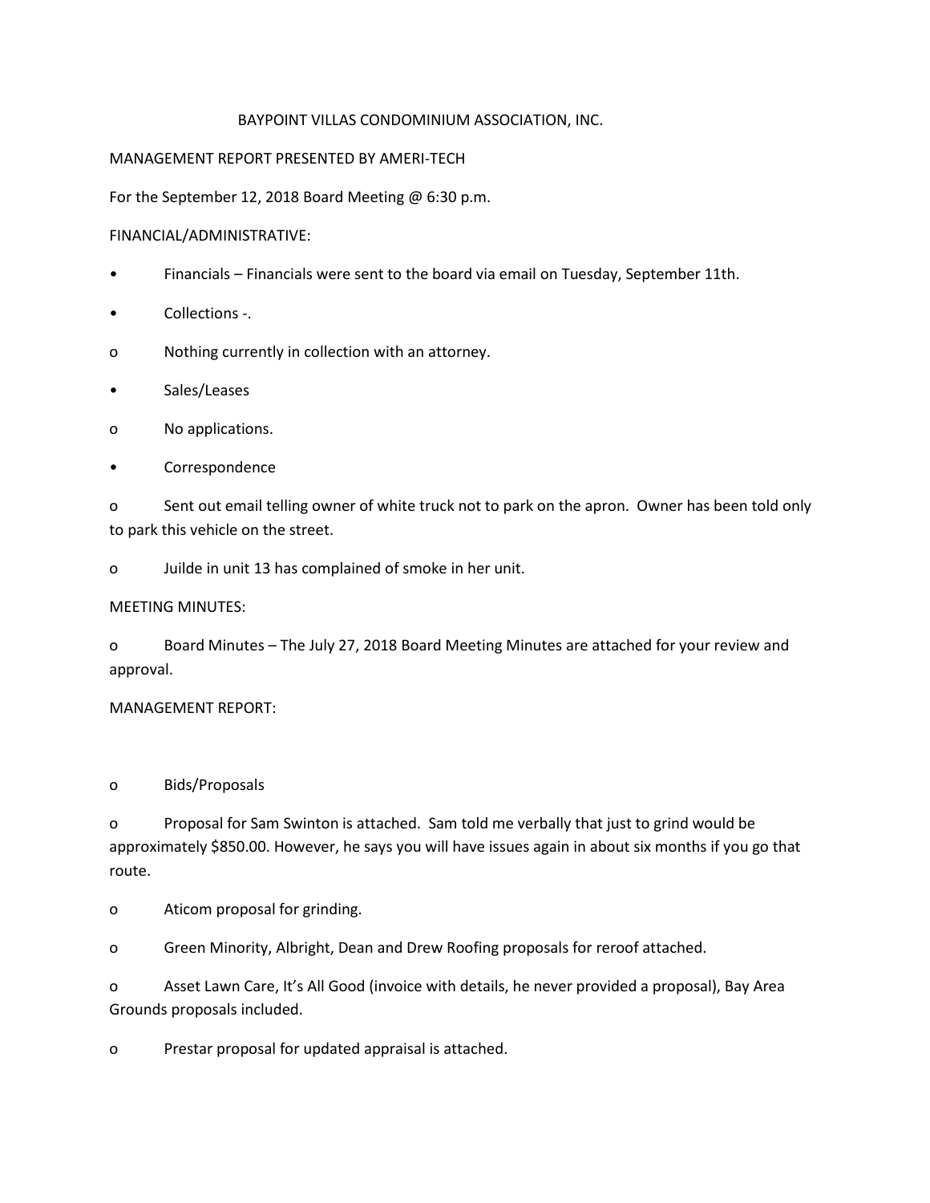BAYPOINT VILLAS CONDOMINIUM ASSOCIATION, INC.

MANAGEMENT REPORT PRESENTED BY AMERI-TECH

For the September 12, 2018 Board Meeting @ 6:30 p.m.

FINANCIAL/ADMINISTRATIVE:

- Financials – Financials were sent to the board via email on Tuesday, September 11th.
- Collections -.
  - Nothing currently in collection with an attorney.
- Sales/Leases
  - No applications.
- Correspondence
  - Sent out email telling owner of white truck not to park on the apron. Owner has been told only to park this vehicle on the street.
  - Juilde in unit 13 has complained of smoke in her unit.

MEETING MINUTES:

- Board Minutes – The July 27, 2018 Board Meeting Minutes are attached for your review and approval.

MANAGEMENT REPORT:

- Bids/Proposals
- Proposal for Sam Swinton is attached. Sam told me verbally that just to grind would be approximately $850.00. However, he says you will have issues again in about six months if you go that route.
- Aticom proposal for grinding.
- Green Minority, Albright, Dean and Drew Roofing proposals for reroof attached.
- Asset Lawn Care, It's All Good (invoice with details, he never provided a proposal), Bay Area Grounds proposals included.
- Prestar proposal for updated appraisal is attached.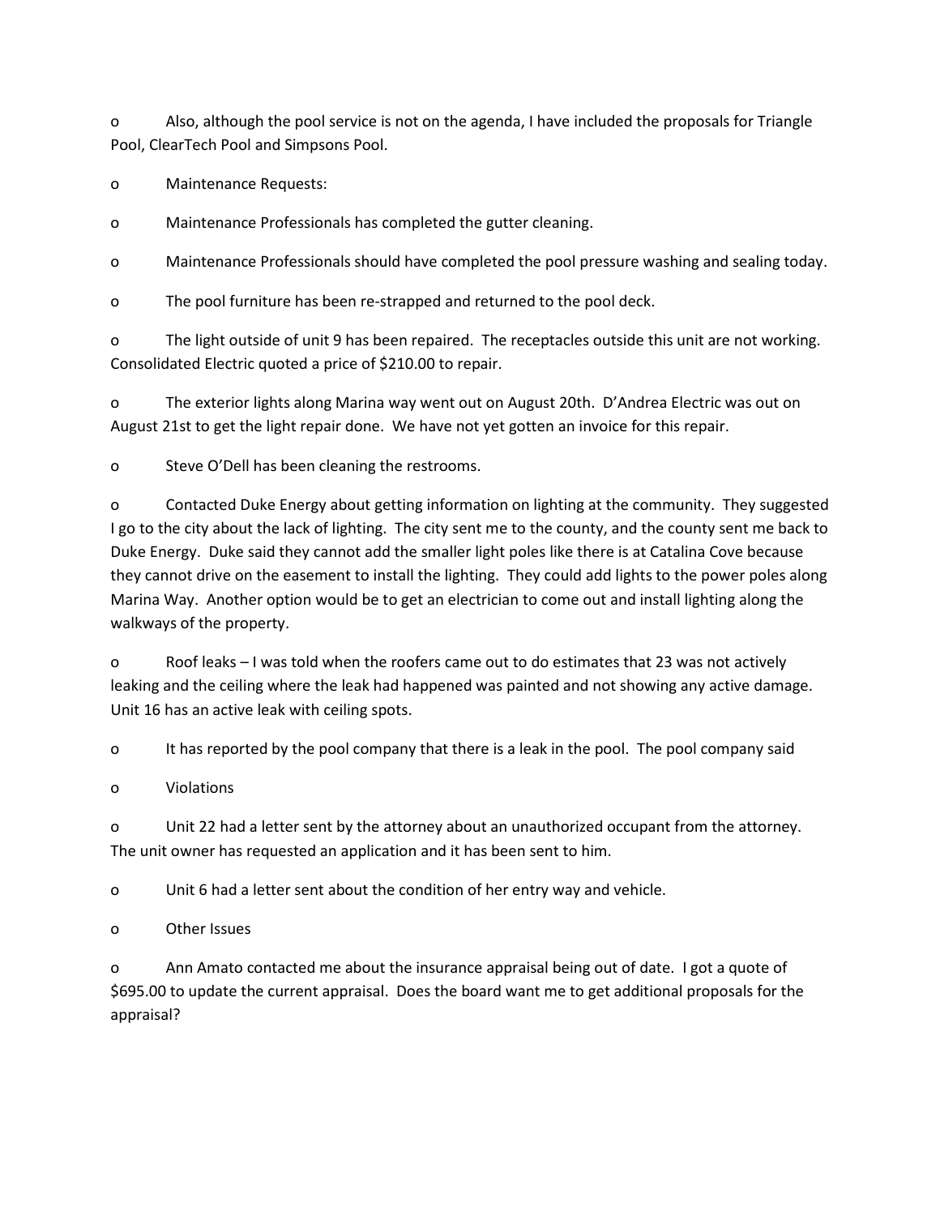- Also, although the pool service is not on the agenda, I have included the proposals for Triangle Pool, ClearTech Pool and Simpsons Pool.
- Maintenance Requests:
- Maintenance Professionals has completed the gutter cleaning.
- Maintenance Professionals should have completed the pool pressure washing and sealing today.
- The pool furniture has been re-strapped and returned to the pool deck.
- The light outside of unit 9 has been repaired. The receptacles outside this unit are not working. Consolidated Electric quoted a price of $210.00 to repair.
- The exterior lights along Marina way went out on August 20th. D'Andrea Electric was out on August 21st to get the light repair done. We have not yet gotten an invoice for this repair.
- Steve O'Dell has been cleaning the restrooms.
- Contacted Duke Energy about getting information on lighting at the community. They suggested I go to the city about the lack of lighting. The city sent me to the county, and the county sent me back to Duke Energy. Duke said they cannot add the smaller light poles like there is at Catalina Cove because they cannot drive on the easement to install the lighting. They could add lights to the power poles along Marina Way. Another option would be to get an electrician to come out and install lighting along the walkways of the property.
- Roof leaks – I was told when the roofers came out to do estimates that 23 was not actively leaking and the ceiling where the leak had happened was painted and not showing any active damage. Unit 16 has an active leak with ceiling spots.
- It has reported by the pool company that there is a leak in the pool. The pool company said
- Violations
- Unit 22 had a letter sent by the attorney about an unauthorized occupant from the attorney. The unit owner has requested an application and it has been sent to him.
- Unit 6 had a letter sent about the condition of her entry way and vehicle.
- Other Issues
- Ann Amato contacted me about the insurance appraisal being out of date. I got a quote of $695.00 to update the current appraisal. Does the board want me to get additional proposals for the appraisal?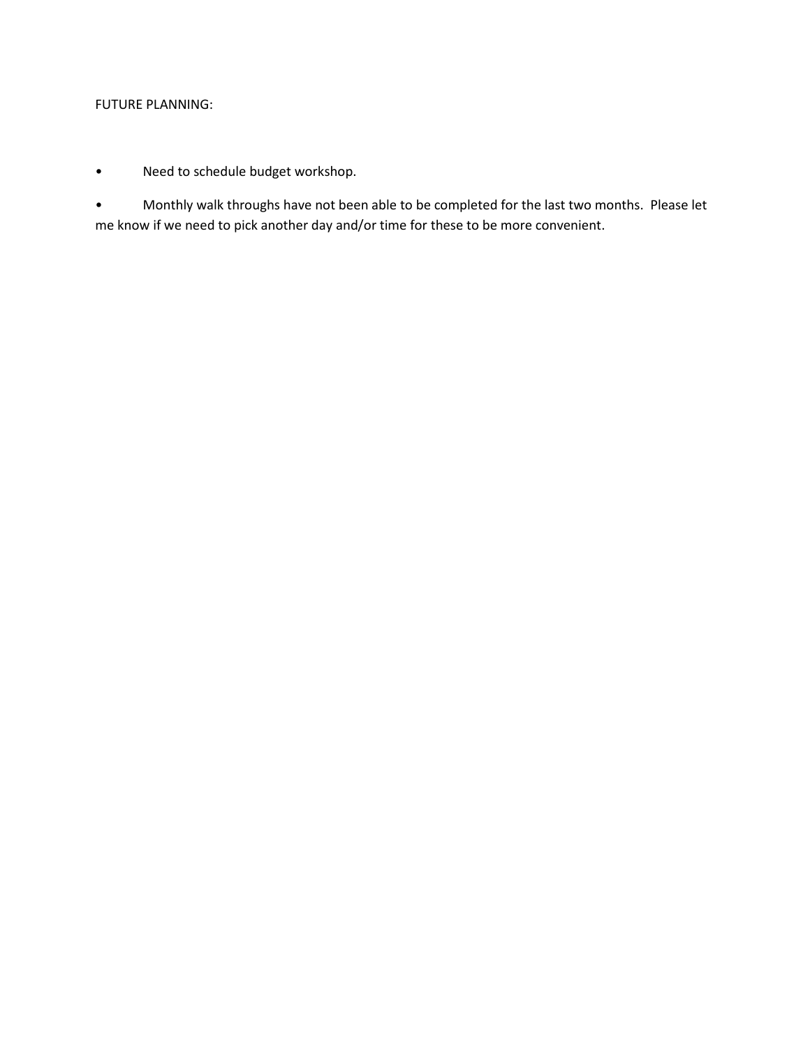FUTURE PLANNING:

- Need to schedule budget workshop.
- Monthly walk throughs have not been able to be completed for the last two months. Please let me know if we need to pick another day and/or time for these to be more convenient.